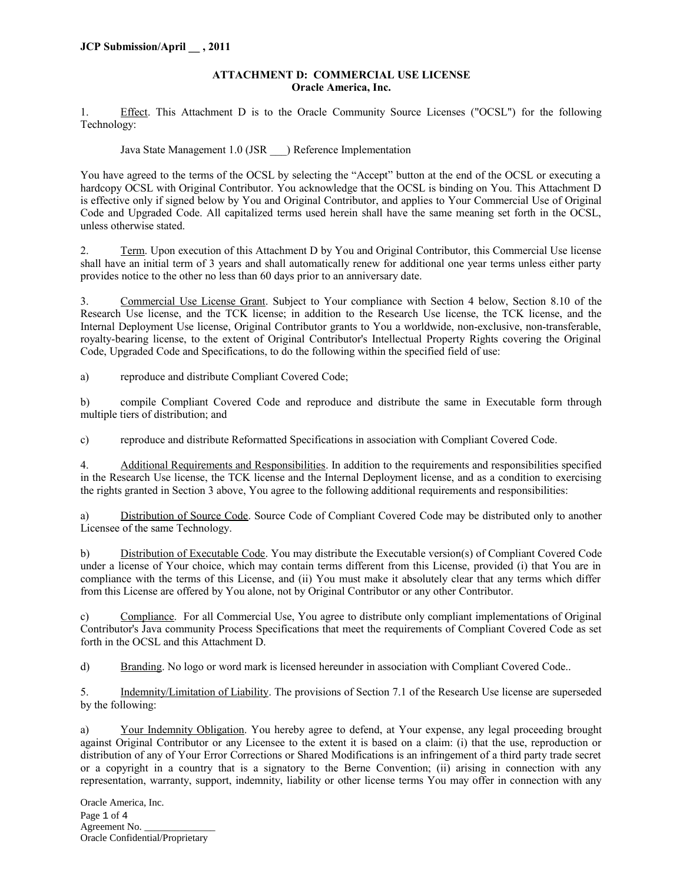**JCP Submission/April __ , 2011**

## ATTACHMENT D: COMMERCIAL USE LICENSE
### Oracle America, Inc.

1. Effect. This Attachment D is to the Oracle Community Source Licenses ("OCSL") for the following Technology:

Java State Management 1.0 (JSR ___) Reference Implementation

You have agreed to the terms of the OCSL by selecting the "Accept" button at the end of the OCSL or executing a hardcopy OCSL with Original Contributor. You acknowledge that the OCSL is binding on You. This Attachment D is effective only if signed below by You and Original Contributor, and applies to Your Commercial Use of Original Code and Upgraded Code. All capitalized terms used herein shall have the same meaning set forth in the OCSL, unless otherwise stated.

2. Term. Upon execution of this Attachment D by You and Original Contributor, this Commercial Use license shall have an initial term of 3 years and shall automatically renew for additional one year terms unless either party provides notice to the other no less than 60 days prior to an anniversary date.

3. Commercial Use License Grant. Subject to Your compliance with Section 4 below, Section 8.10 of the Research Use license, and the TCK license; in addition to the Research Use license, the TCK license, and the Internal Deployment Use license, Original Contributor grants to You a worldwide, non-exclusive, non-transferable, royalty-bearing license, to the extent of Original Contributor's Intellectual Property Rights covering the Original Code, Upgraded Code and Specifications, to do the following within the specified field of use:

a) reproduce and distribute Compliant Covered Code;

b) compile Compliant Covered Code and reproduce and distribute the same in Executable form through multiple tiers of distribution; and

c) reproduce and distribute Reformatted Specifications in association with Compliant Covered Code.

4. Additional Requirements and Responsibilities. In addition to the requirements and responsibilities specified in the Research Use license, the TCK license and the Internal Deployment license, and as a condition to exercising the rights granted in Section 3 above, You agree to the following additional requirements and responsibilities:

a) Distribution of Source Code. Source Code of Compliant Covered Code may be distributed only to another Licensee of the same Technology.

b) Distribution of Executable Code. You may distribute the Executable version(s) of Compliant Covered Code under a license of Your choice, which may contain terms different from this License, provided (i) that You are in compliance with the terms of this License, and (ii) You must make it absolutely clear that any terms which differ from this License are offered by You alone, not by Original Contributor or any other Contributor.

c) Compliance. For all Commercial Use, You agree to distribute only compliant implementations of Original Contributor's Java community Process Specifications that meet the requirements of Compliant Covered Code as set forth in the OCSL and this Attachment D.

d) Branding. No logo or word mark is licensed hereunder in association with Compliant Covered Code..

5. Indemnity/Limitation of Liability. The provisions of Section 7.1 of the Research Use license are superseded by the following:

a) Your Indemnity Obligation. You hereby agree to defend, at Your expense, any legal proceeding brought against Original Contributor or any Licensee to the extent it is based on a claim: (i) that the use, reproduction or distribution of any of Your Error Corrections or Shared Modifications is an infringement of a third party trade secret or a copyright in a country that is a signatory to the Berne Convention; (ii) arising in connection with any representation, warranty, support, indemnity, liability or other license terms You may offer in connection with any

Oracle America, Inc.
Agreement No. ______________
Oracle Confidential/Proprietary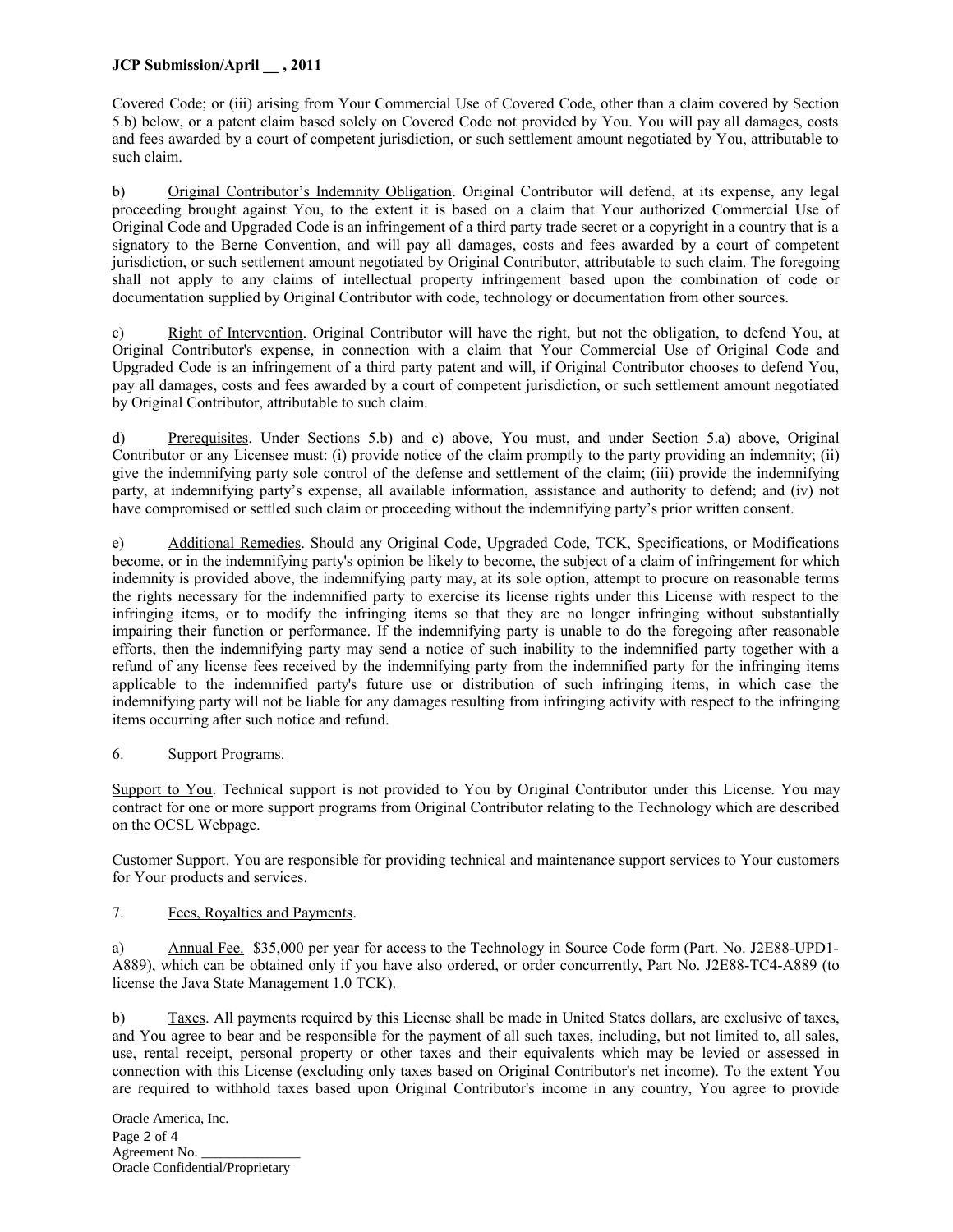Covered Code; or (iii) arising from Your Commercial Use of Covered Code, other than a claim covered by Section 5.b) below, or a patent claim based solely on Covered Code not provided by You. You will pay all damages, costs and fees awarded by a court of competent jurisdiction, or such settlement amount negotiated by You, attributable to such claim.

b) Original Contributor's Indemnity Obligation. Original Contributor will defend, at its expense, any legal proceeding brought against You, to the extent it is based on a claim that Your authorized Commercial Use of Original Code and Upgraded Code is an infringement of a third party trade secret or a copyright in a country that is a signatory to the Berne Convention, and will pay all damages, costs and fees awarded by a court of competent jurisdiction, or such settlement amount negotiated by Original Contributor, attributable to such claim. The foregoing shall not apply to any claims of intellectual property infringement based upon the combination of code or documentation supplied by Original Contributor with code, technology or documentation from other sources.

c) Right of Intervention. Original Contributor will have the right, but not the obligation, to defend You, at Original Contributor's expense, in connection with a claim that Your Commercial Use of Original Code and Upgraded Code is an infringement of a third party patent and will, if Original Contributor chooses to defend You, pay all damages, costs and fees awarded by a court of competent jurisdiction, or such settlement amount negotiated by Original Contributor, attributable to such claim.

d) Prerequisites. Under Sections 5.b) and c) above, You must, and under Section 5.a) above, Original Contributor or any Licensee must: (i) provide notice of the claim promptly to the party providing an indemnity; (ii) give the indemnifying party sole control of the defense and settlement of the claim; (iii) provide the indemnifying party, at indemnifying party's expense, all available information, assistance and authority to defend; and (iv) not have compromised or settled such claim or proceeding without the indemnifying party's prior written consent.

e) Additional Remedies. Should any Original Code, Upgraded Code, TCK, Specifications, or Modifications become, or in the indemnifying party's opinion be likely to become, the subject of a claim of infringement for which indemnity is provided above, the indemnifying party may, at its sole option, attempt to procure on reasonable terms the rights necessary for the indemnified party to exercise its license rights under this License with respect to the infringing items, or to modify the infringing items so that they are no longer infringing without substantially impairing their function or performance. If the indemnifying party is unable to do the foregoing after reasonable efforts, then the indemnifying party may send a notice of such inability to the indemnified party together with a refund of any license fees received by the indemnifying party from the indemnified party for the infringing items applicable to the indemnified party's future use or distribution of such infringing items, in which case the indemnifying party will not be liable for any damages resulting from infringing activity with respect to the infringing items occurring after such notice and refund.

6. Support Programs.

Support to You. Technical support is not provided to You by Original Contributor under this License. You may contract for one or more support programs from Original Contributor relating to the Technology which are described on the OCSL Webpage.

Customer Support. You are responsible for providing technical and maintenance support services to Your customers for Your products and services.

7. Fees, Royalties and Payments.

a) Annual Fee. $35,000 per year for access to the Technology in Source Code form (Part. No. J2E88-UPD1-A889), which can be obtained only if you have also ordered, or order concurrently, Part No. J2E88-TC4-A889 (to license the Java State Management 1.0 TCK).

b) Taxes. All payments required by this License shall be made in United States dollars, are exclusive of taxes, and You agree to bear and be responsible for the payment of all such taxes, including, but not limited to, all sales, use, rental receipt, personal property or other taxes and their equivalents which may be levied or assessed in connection with this License (excluding only taxes based on Original Contributor's net income). To the extent You are required to withhold taxes based upon Original Contributor's income in any country, You agree to provide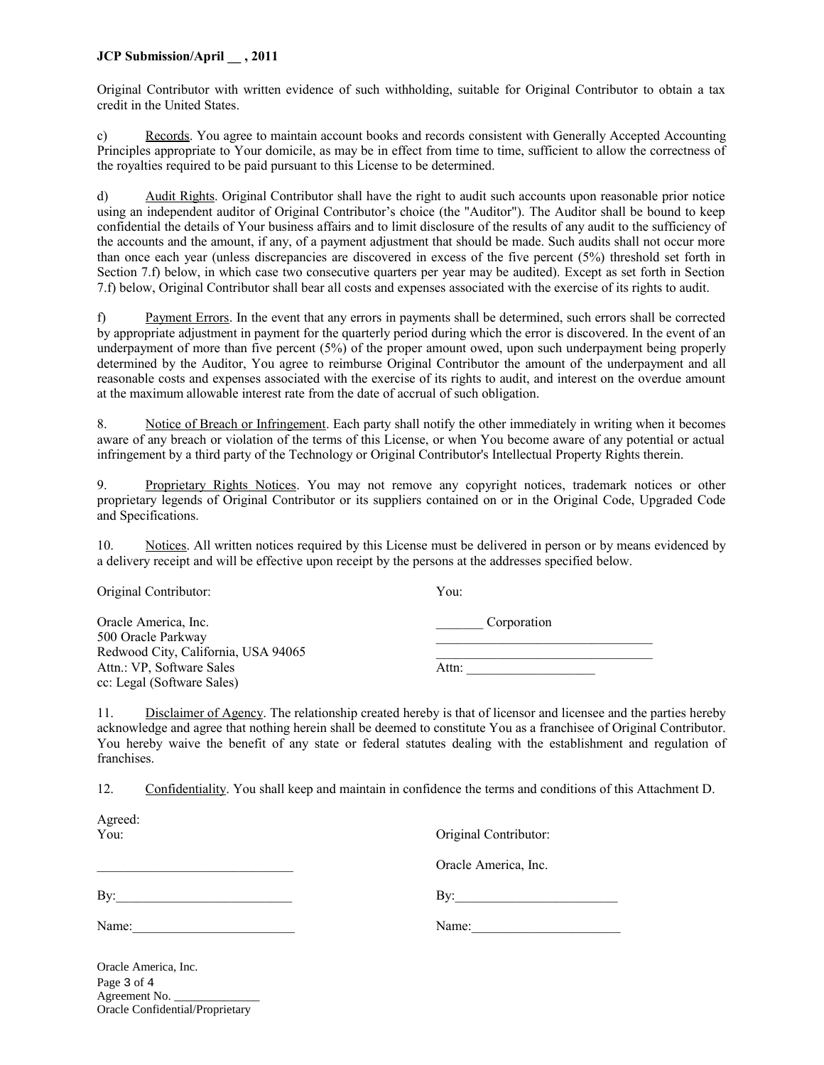Original Contributor with written evidence of such withholding, suitable for Original Contributor to obtain a tax credit in the United States.

c) Records. You agree to maintain account books and records consistent with Generally Accepted Accounting Principles appropriate to Your domicile, as may be in effect from time to time, sufficient to allow the correctness of the royalties required to be paid pursuant to this License to be determined.

d) Audit Rights. Original Contributor shall have the right to audit such accounts upon reasonable prior notice using an independent auditor of Original Contributor's choice (the "Auditor"). The Auditor shall be bound to keep confidential the details of Your business affairs and to limit disclosure of the results of any audit to the sufficiency of the accounts and the amount, if any, of a payment adjustment that should be made. Such audits shall not occur more than once each year (unless discrepancies are discovered in excess of the five percent (5%) threshold set forth in Section 7.f) below, in which case two consecutive quarters per year may be audited). Except as set forth in Section 7.f) below, Original Contributor shall bear all costs and expenses associated with the exercise of its rights to audit.

f) Payment Errors. In the event that any errors in payments shall be determined, such errors shall be corrected by appropriate adjustment in payment for the quarterly period during which the error is discovered. In the event of an underpayment of more than five percent (5%) of the proper amount owed, upon such underpayment being properly determined by the Auditor, You agree to reimburse Original Contributor the amount of the underpayment and all reasonable costs and expenses associated with the exercise of its rights to audit, and interest on the overdue amount at the maximum allowable interest rate from the date of accrual of such obligation.

8. Notice of Breach or Infringement. Each party shall notify the other immediately in writing when it becomes aware of any breach or violation of the terms of this License, or when You become aware of any potential or actual infringement by a third party of the Technology or Original Contributor's Intellectual Property Rights therein.

9. Proprietary Rights Notices. You may not remove any copyright notices, trademark notices or other proprietary legends of Original Contributor or its suppliers contained on or in the Original Code, Upgraded Code and Specifications.

10. Notices. All written notices required by this License must be delivered in person or by means evidenced by a delivery receipt and will be effective upon receipt by the persons at the addresses specified below.

| Original Contributor: | You: |
|---|---|
| Oracle America, Inc.<br>500 Oracle Parkway<br>Redwood City, California, USA 94065<br>Attn.: VP, Software Sales<br>cc: Legal (Software Sales) | _______ Corporation<br>________________________________<br>________________________________<br>Attn: ___________________ |

11. Disclaimer of Agency. The relationship created hereby is that of licensor and licensee and the parties hereby acknowledge and agree that nothing herein shall be deemed to constitute You as a franchisee of Original Contributor. You hereby waive the benefit of any state or federal statutes dealing with the establishment and regulation of franchises.

12. Confidentiality. You shall keep and maintain in confidence the terms and conditions of this Attachment D.

Agreed:

| You: | Original Contributor: |
|---|---|
| _____________________________ | Oracle America, Inc. |
| By:__________________________ | By:________________________ |
| Name:________________________ | Name:______________________ |

Agreement No. ______________
Oracle Confidential/Proprietary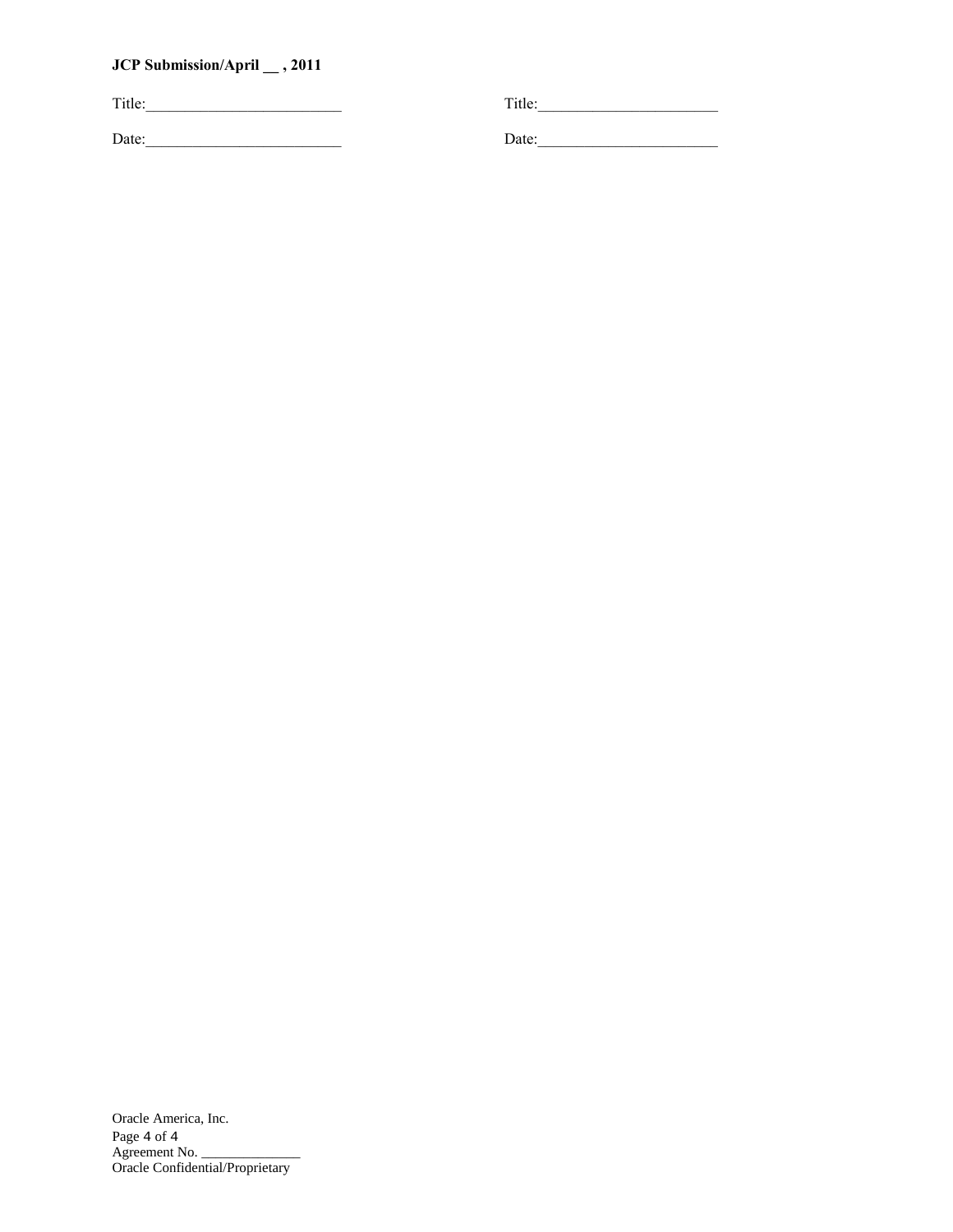| | |
|---|---|
| Title:________________________ | Title:______________________ |
| Date:________________________ | Date:______________________ |